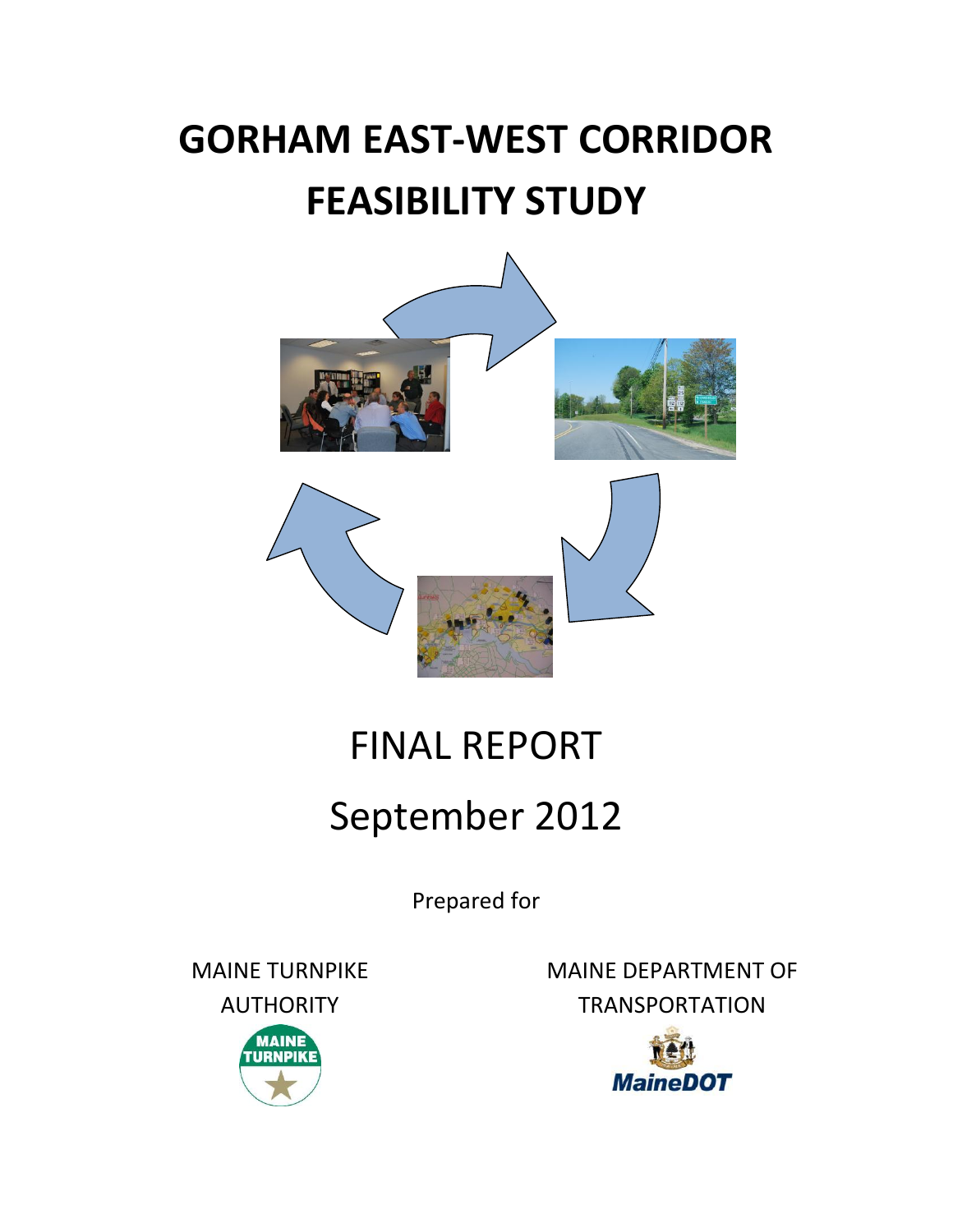# GORHAM EAST-WEST CORRIDOR FEASIBILITY STUDY

FINAL REPORT

September 2012

Prepared for

MAINE TURNPIKE AUTHORITY

MAINE DEPARTMENT OF TRANSPORTATION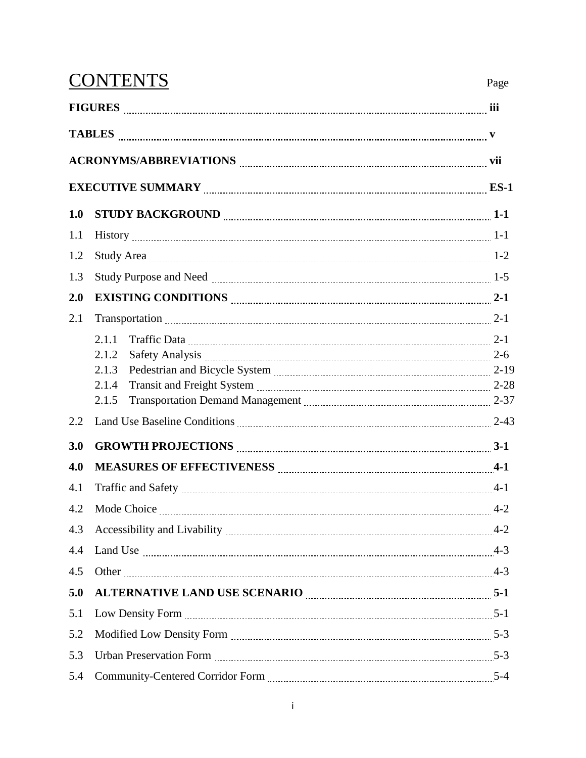# CONTENTS

| | | Page |
|---|---|---|
| **FIGURES** | | **iii** |
| **TABLES** | | **v** |
| **ACRONYMS/ABBREVIATIONS** | | **vii** |
| **EXECUTIVE SUMMARY** | | **ES-1** |
| **1.0** | **STUDY BACKGROUND** | **1-1** |
| 1.1 | History | 1-1 |
| 1.2 | Study Area | 1-2 |
| 1.3 | Study Purpose and Need | 1-5 |
| **2.0** | **EXISTING CONDITIONS** | **2-1** |
| 2.1 | Transportation | 2-1 |
| | 2.1.1 Traffic Data | 2-1 |
| | 2.1.2 Safety Analysis | 2-6 |
| | 2.1.3 Pedestrian and Bicycle System | 2-19 |
| | 2.1.4 Transit and Freight System | 2-28 |
| | 2.1.5 Transportation Demand Management | 2-37 |
| 2.2 | Land Use Baseline Conditions | 2-43 |
| **3.0** | **GROWTH PROJECTIONS** | **3-1** |
| **4.0** | **MEASURES OF EFFECTIVENESS** | **4-1** |
| 4.1 | Traffic and Safety | 4-1 |
| 4.2 | Mode Choice | 4-2 |
| 4.3 | Accessibility and Livability | 4-2 |
| 4.4 | Land Use | 4-3 |
| 4.5 | Other | 4-3 |
| **5.0** | **ALTERNATIVE LAND USE SCENARIO** | **5-1** |
| 5.1 | Low Density Form | 5-1 |
| 5.2 | Modified Low Density Form | 5-3 |
| 5.3 | Urban Preservation Form | 5-3 |
| 5.4 | Community-Centered Corridor Form | 5-4 |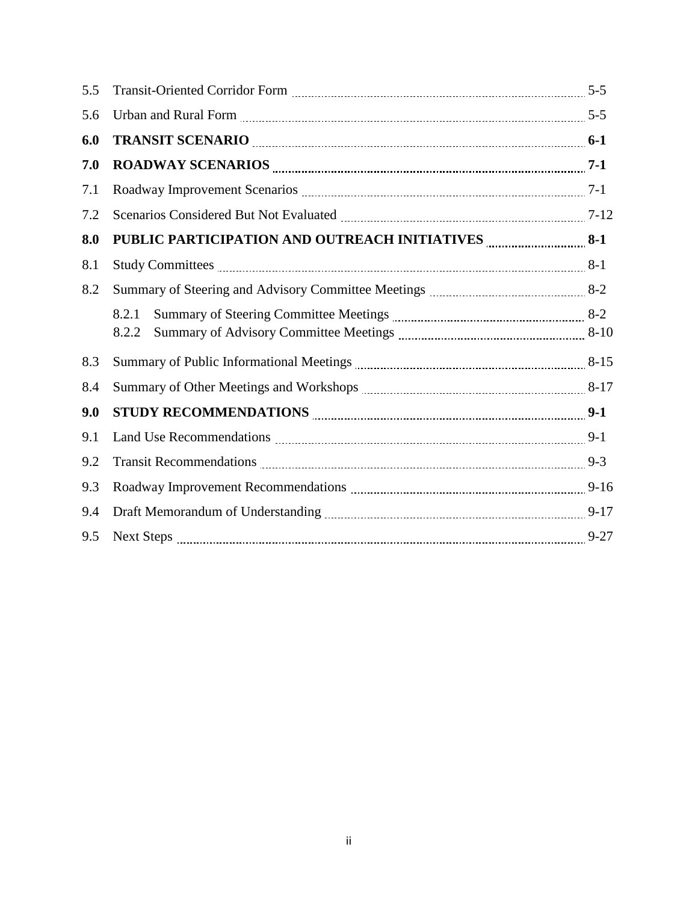| | | |
|---|---|---|
| 5.5 | Transit-Oriented Corridor Form | 5-5 |
| 5.6 | Urban and Rural Form | 5-5 |
| **6.0** | **TRANSIT SCENARIO** | **6-1** |
| **7.0** | **ROADWAY SCENARIOS** | **7-1** |
| 7.1 | Roadway Improvement Scenarios | 7-1 |
| 7.2 | Scenarios Considered But Not Evaluated | 7-12 |
| **8.0** | **PUBLIC PARTICIPATION AND OUTREACH INITIATIVES** | **8-1** |
| 8.1 | Study Committees | 8-1 |
| 8.2 | Summary of Steering and Advisory Committee Meetings | 8-2 |
| | 8.2.1 Summary of Steering Committee Meetings | 8-2 |
| | 8.2.2 Summary of Advisory Committee Meetings | 8-10 |
| 8.3 | Summary of Public Informational Meetings | 8-15 |
| 8.4 | Summary of Other Meetings and Workshops | 8-17 |
| **9.0** | **STUDY RECOMMENDATIONS** | **9-1** |
| 9.1 | Land Use Recommendations | 9-1 |
| 9.2 | Transit Recommendations | 9-3 |
| 9.3 | Roadway Improvement Recommendations | 9-16 |
| 9.4 | Draft Memorandum of Understanding | 9-17 |
| 9.5 | Next Steps | 9-27 |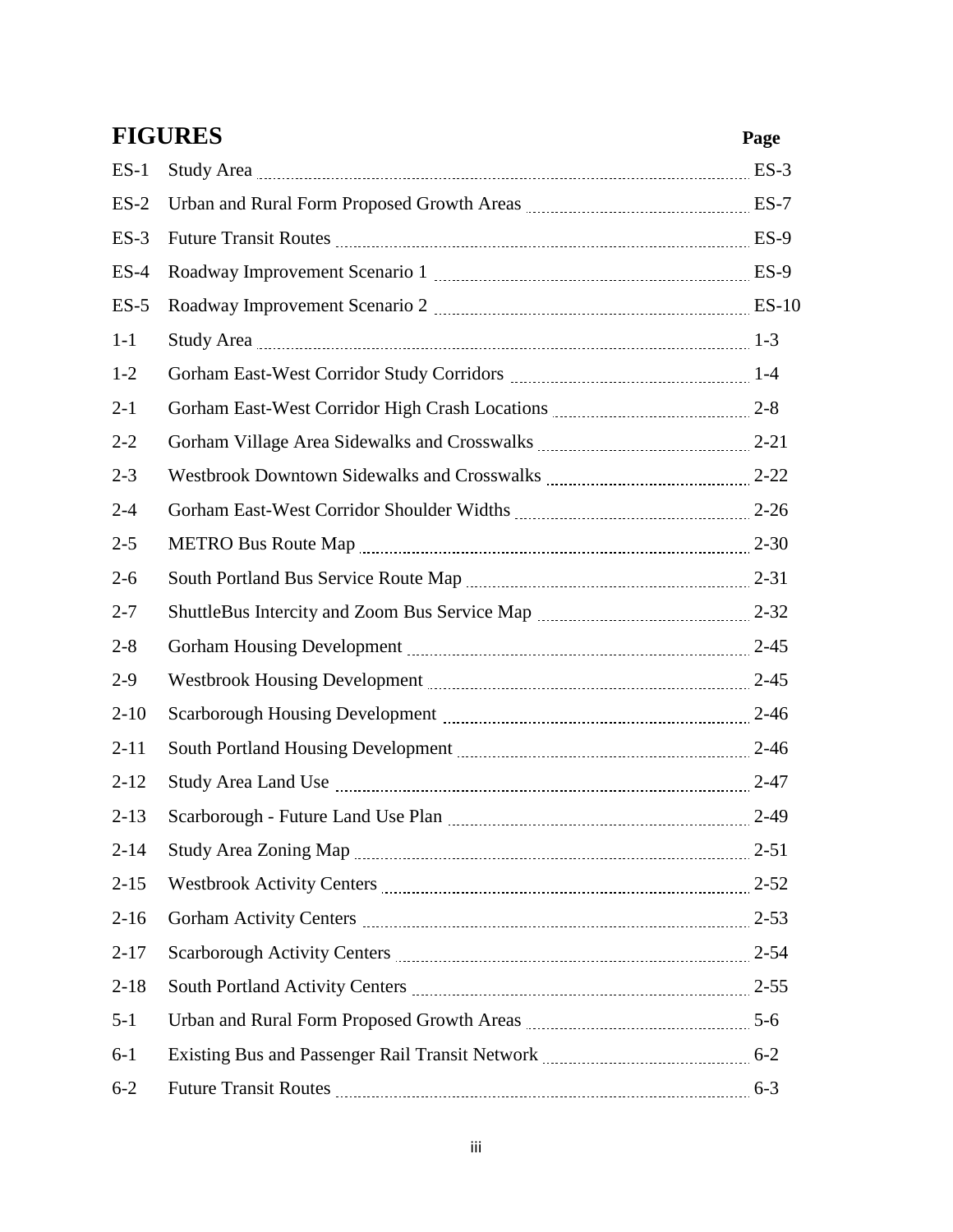## FIGURES

| | | Page |
|---|---|---|
| ES-1 | Study Area | ES-3 |
| ES-2 | Urban and Rural Form Proposed Growth Areas | ES-7 |
| ES-3 | Future Transit Routes | ES-9 |
| ES-4 | Roadway Improvement Scenario 1 | ES-9 |
| ES-5 | Roadway Improvement Scenario 2 | ES-10 |
| 1-1 | Study Area | 1-3 |
| 1-2 | Gorham East-West Corridor Study Corridors | 1-4 |
| 2-1 | Gorham East-West Corridor High Crash Locations | 2-8 |
| 2-2 | Gorham Village Area Sidewalks and Crosswalks | 2-21 |
| 2-3 | Westbrook Downtown Sidewalks and Crosswalks | 2-22 |
| 2-4 | Gorham East-West Corridor Shoulder Widths | 2-26 |
| 2-5 | METRO Bus Route Map | 2-30 |
| 2-6 | South Portland Bus Service Route Map | 2-31 |
| 2-7 | ShuttleBus Intercity and Zoom Bus Service Map | 2-32 |
| 2-8 | Gorham Housing Development | 2-45 |
| 2-9 | Westbrook Housing Development | 2-45 |
| 2-10 | Scarborough Housing Development | 2-46 |
| 2-11 | South Portland Housing Development | 2-46 |
| 2-12 | Study Area Land Use | 2-47 |
| 2-13 | Scarborough - Future Land Use Plan | 2-49 |
| 2-14 | Study Area Zoning Map | 2-51 |
| 2-15 | Westbrook Activity Centers | 2-52 |
| 2-16 | Gorham Activity Centers | 2-53 |
| 2-17 | Scarborough Activity Centers | 2-54 |
| 2-18 | South Portland Activity Centers | 2-55 |
| 5-1 | Urban and Rural Form Proposed Growth Areas | 5-6 |
| 6-1 | Existing Bus and Passenger Rail Transit Network | 6-2 |
| 6-2 | Future Transit Routes | 6-3 |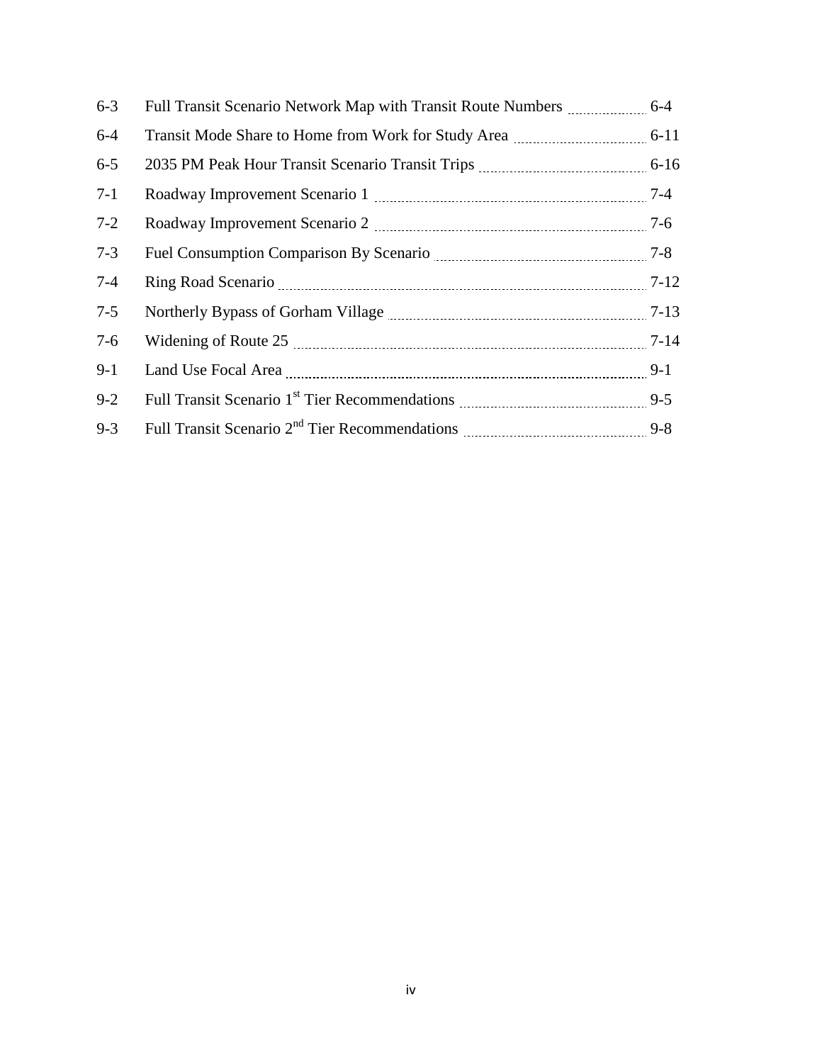| | | |
|---|---|---|
| 6-3 | Full Transit Scenario Network Map with Transit Route Numbers | 6-4 |
| 6-4 | Transit Mode Share to Home from Work for Study Area | 6-11 |
| 6-5 | 2035 PM Peak Hour Transit Scenario Transit Trips | 6-16 |
| 7-1 | Roadway Improvement Scenario 1 | 7-4 |
| 7-2 | Roadway Improvement Scenario 2 | 7-6 |
| 7-3 | Fuel Consumption Comparison By Scenario | 7-8 |
| 7-4 | Ring Road Scenario | 7-12 |
| 7-5 | Northerly Bypass of Gorham Village | 7-13 |
| 7-6 | Widening of Route 25 | 7-14 |
| 9-1 | Land Use Focal Area | 9-1 |
| 9-2 | Full Transit Scenario 1st Tier Recommendations | 9-5 |
| 9-3 | Full Transit Scenario 2nd Tier Recommendations | 9-8 |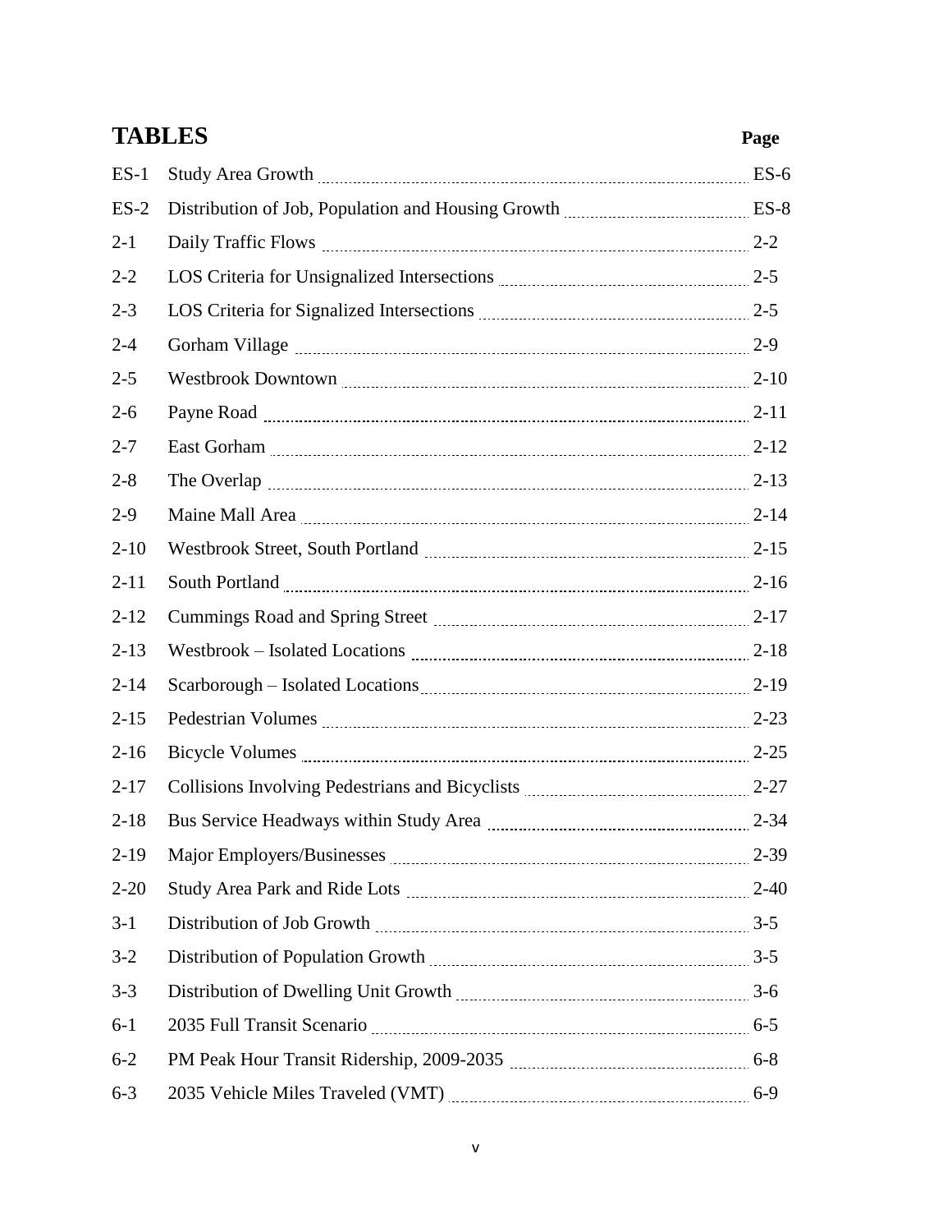## TABLES

| | | Page |
|---|---|---|
| ES-1 | Study Area Growth | ES-6 |
| ES-2 | Distribution of Job, Population and Housing Growth | ES-8 |
| 2-1 | Daily Traffic Flows | 2-2 |
| 2-2 | LOS Criteria for Unsignalized Intersections | 2-5 |
| 2-3 | LOS Criteria for Signalized Intersections | 2-5 |
| 2-4 | Gorham Village | 2-9 |
| 2-5 | Westbrook Downtown | 2-10 |
| 2-6 | Payne Road | 2-11 |
| 2-7 | East Gorham | 2-12 |
| 2-8 | The Overlap | 2-13 |
| 2-9 | Maine Mall Area | 2-14 |
| 2-10 | Westbrook Street, South Portland | 2-15 |
| 2-11 | South Portland | 2-16 |
| 2-12 | Cummings Road and Spring Street | 2-17 |
| 2-13 | Westbrook – Isolated Locations | 2-18 |
| 2-14 | Scarborough – Isolated Locations | 2-19 |
| 2-15 | Pedestrian Volumes | 2-23 |
| 2-16 | Bicycle Volumes | 2-25 |
| 2-17 | Collisions Involving Pedestrians and Bicyclists | 2-27 |
| 2-18 | Bus Service Headways within Study Area | 2-34 |
| 2-19 | Major Employers/Businesses | 2-39 |
| 2-20 | Study Area Park and Ride Lots | 2-40 |
| 3-1 | Distribution of Job Growth | 3-5 |
| 3-2 | Distribution of Population Growth | 3-5 |
| 3-3 | Distribution of Dwelling Unit Growth | 3-6 |
| 6-1 | 2035 Full Transit Scenario | 6-5 |
| 6-2 | PM Peak Hour Transit Ridership, 2009-2035 | 6-8 |
| 6-3 | 2035 Vehicle Miles Traveled (VMT) | 6-9 |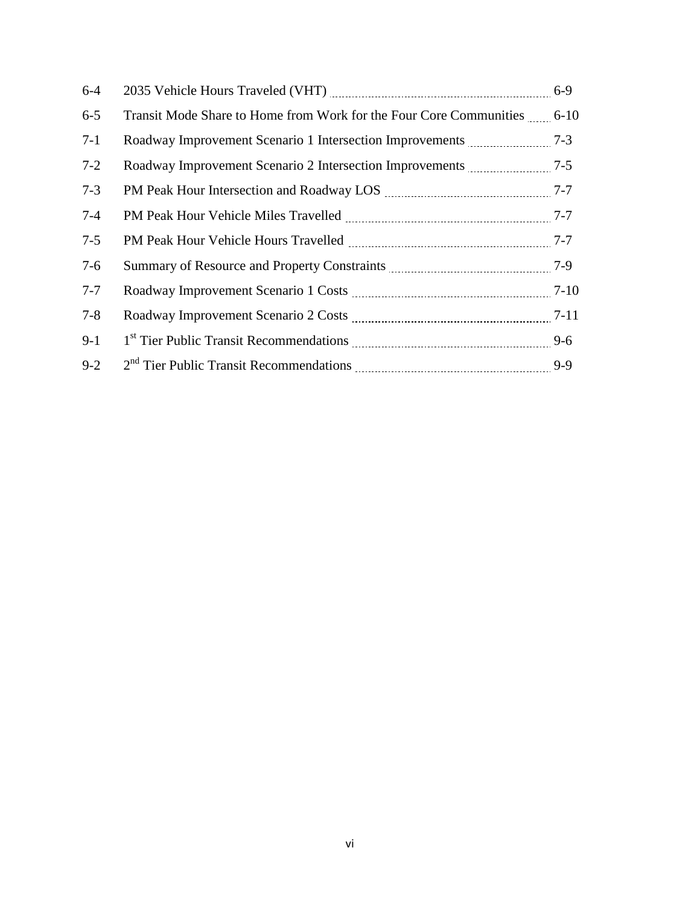| | | |
|---|---|---|
| 6-4 | 2035 Vehicle Hours Traveled (VHT) | 6-9 |
| 6-5 | Transit Mode Share to Home from Work for the Four Core Communities | 6-10 |
| 7-1 | Roadway Improvement Scenario 1 Intersection Improvements | 7-3 |
| 7-2 | Roadway Improvement Scenario 2 Intersection Improvements | 7-5 |
| 7-3 | PM Peak Hour Intersection and Roadway LOS | 7-7 |
| 7-4 | PM Peak Hour Vehicle Miles Travelled | 7-7 |
| 7-5 | PM Peak Hour Vehicle Hours Travelled | 7-7 |
| 7-6 | Summary of Resource and Property Constraints | 7-9 |
| 7-7 | Roadway Improvement Scenario 1 Costs | 7-10 |
| 7-8 | Roadway Improvement Scenario 2 Costs | 7-11 |
| 9-1 | 1st Tier Public Transit Recommendations | 9-6 |
| 9-2 | 2nd Tier Public Transit Recommendations | 9-9 |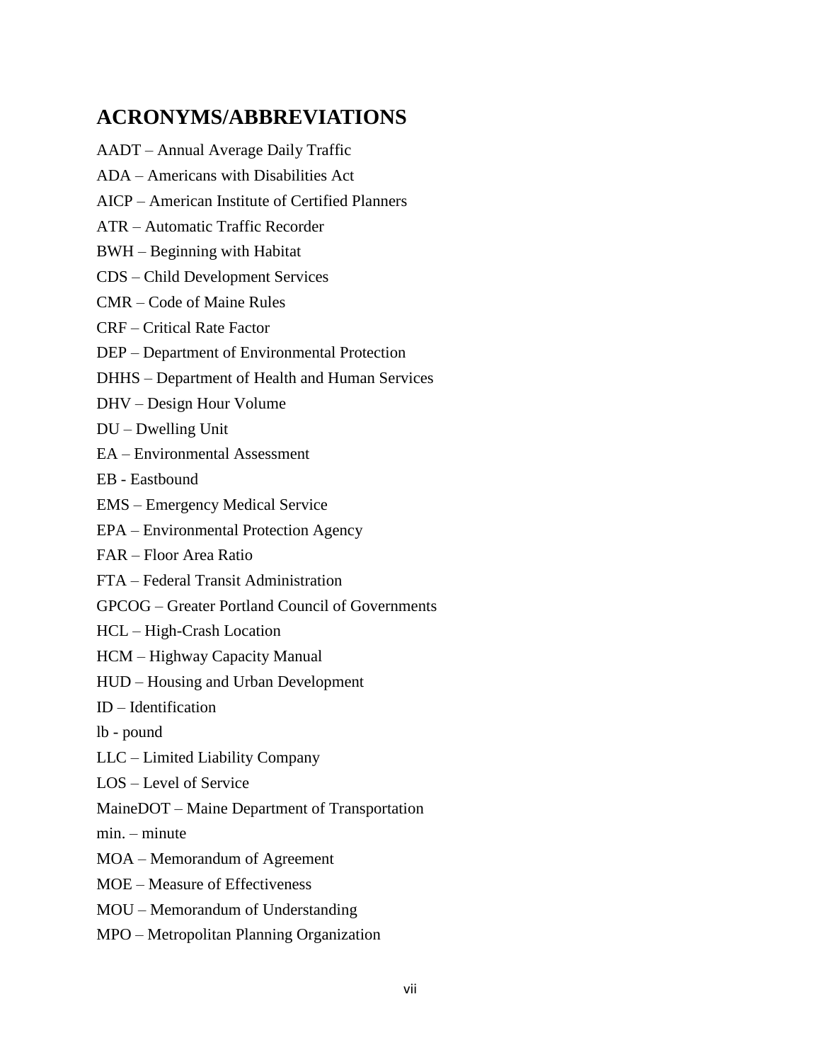# ACRONYMS/ABBREVIATIONS

AADT – Annual Average Daily Traffic

ADA – Americans with Disabilities Act

AICP – American Institute of Certified Planners

ATR – Automatic Traffic Recorder

BWH – Beginning with Habitat

CDS – Child Development Services

CMR – Code of Maine Rules

CRF – Critical Rate Factor

DEP – Department of Environmental Protection

DHHS – Department of Health and Human Services

DHV – Design Hour Volume

DU – Dwelling Unit

EA – Environmental Assessment

EB - Eastbound

EMS – Emergency Medical Service

EPA – Environmental Protection Agency

FAR – Floor Area Ratio

FTA – Federal Transit Administration

GPCOG – Greater Portland Council of Governments

HCL – High-Crash Location

HCM – Highway Capacity Manual

HUD – Housing and Urban Development

ID – Identification

lb - pound

LLC – Limited Liability Company

LOS – Level of Service

MaineDOT – Maine Department of Transportation

min. – minute

MOA – Memorandum of Agreement

MOE – Measure of Effectiveness

MOU – Memorandum of Understanding

MPO – Metropolitan Planning Organization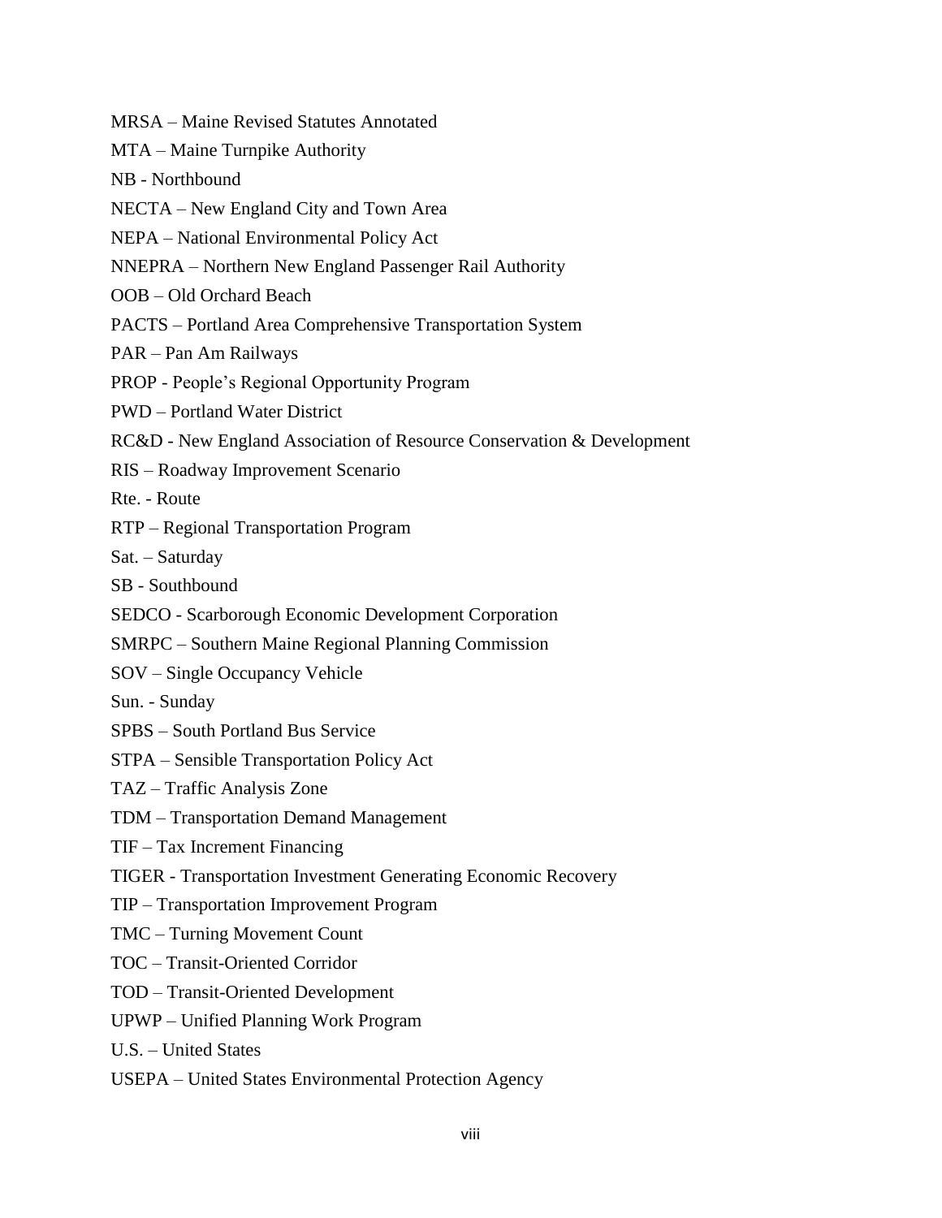MRSA – Maine Revised Statutes Annotated

MTA – Maine Turnpike Authority

NB - Northbound

NECTA – New England City and Town Area

NEPA – National Environmental Policy Act

NNEPRA – Northern New England Passenger Rail Authority

OOB – Old Orchard Beach

PACTS – Portland Area Comprehensive Transportation System

PAR – Pan Am Railways

PROP - People's Regional Opportunity Program

PWD – Portland Water District

RC&D - New England Association of Resource Conservation & Development

RIS – Roadway Improvement Scenario

Rte. - Route

RTP – Regional Transportation Program

Sat. – Saturday

SB - Southbound

SEDCO - Scarborough Economic Development Corporation

SMRPC – Southern Maine Regional Planning Commission

SOV – Single Occupancy Vehicle

Sun. - Sunday

SPBS – South Portland Bus Service

STPA – Sensible Transportation Policy Act

TAZ – Traffic Analysis Zone

TDM – Transportation Demand Management

TIF – Tax Increment Financing

TIGER - Transportation Investment Generating Economic Recovery

TIP – Transportation Improvement Program

TMC – Turning Movement Count

TOC – Transit-Oriented Corridor

TOD – Transit-Oriented Development

UPWP – Unified Planning Work Program

U.S. – United States

USEPA – United States Environmental Protection Agency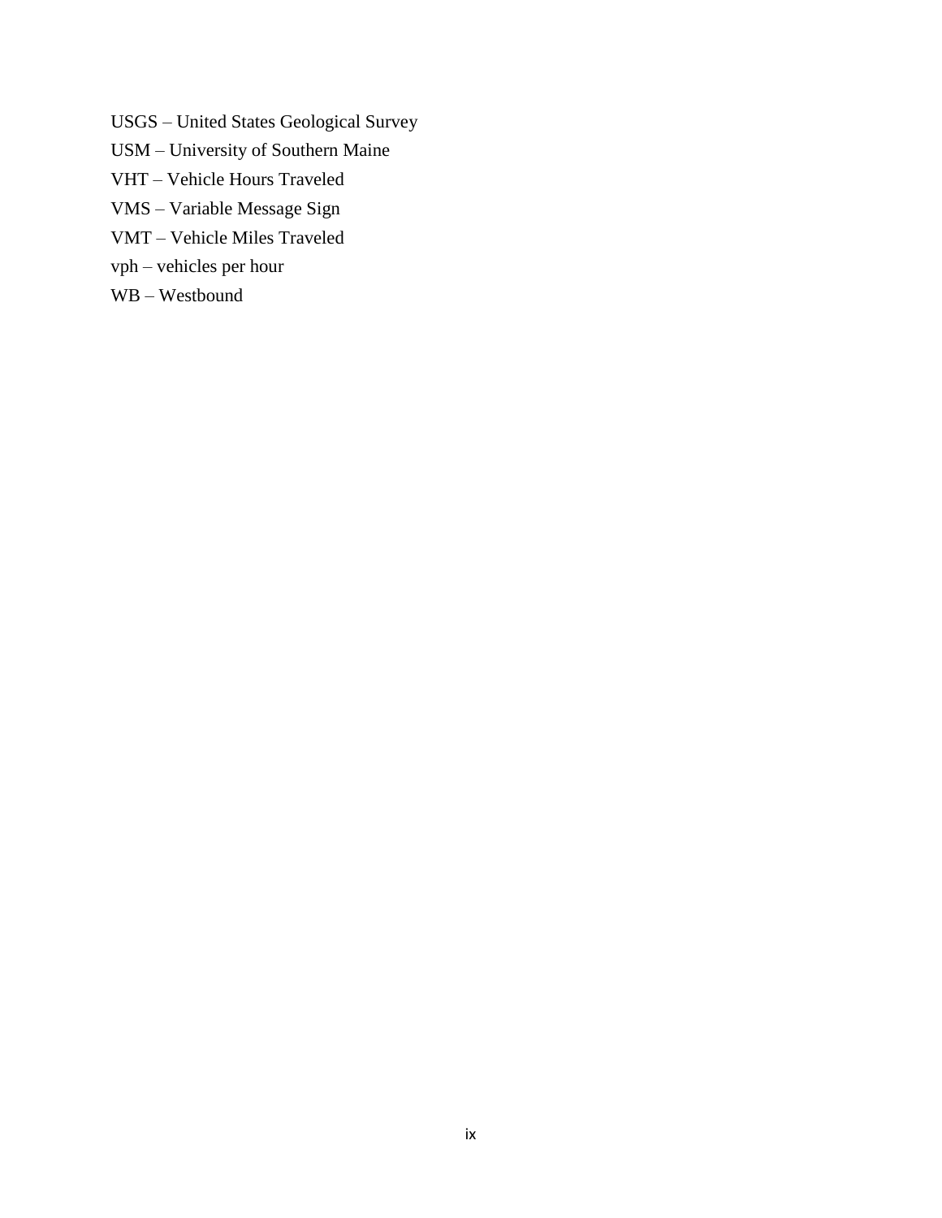USGS – United States Geological Survey

USM – University of Southern Maine

VHT – Vehicle Hours Traveled

VMS – Variable Message Sign

VMT – Vehicle Miles Traveled

vph – vehicles per hour

WB – Westbound